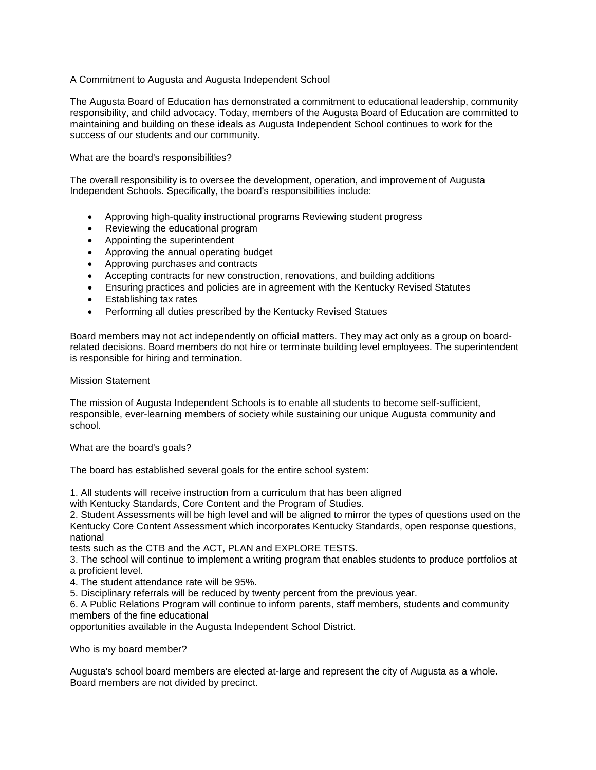## A Commitment to Augusta and Augusta Independent School

The Augusta Board of Education has demonstrated a commitment to educational leadership, community responsibility, and child advocacy. Today, members of the Augusta Board of Education are committed to maintaining and building on these ideals as Augusta Independent School continues to work for the success of our students and our community.

### What are the board's responsibilities?

The overall responsibility is to oversee the development, operation, and improvement of Augusta Independent Schools. Specifically, the board's responsibilities include:

- Approving high-quality instructional programs Reviewing student progress
- Reviewing the educational program
- Appointing the superintendent
- Approving the annual operating budget
- Approving purchases and contracts
- Accepting contracts for new construction, renovations, and building additions
- Ensuring practices and policies are in agreement with the Kentucky Revised Statutes
- Establishing tax rates
- Performing all duties prescribed by the Kentucky Revised Statues

Board members may not act independently on official matters. They may act only as a group on board-related decisions. Board members do not hire or terminate building level employees. The superintendent is responsible for hiring and termination.

### Mission Statement

The mission of Augusta Independent Schools is to enable all students to become self-sufficient, responsible, ever-learning members of society while sustaining our unique Augusta community and school.

### What are the board's goals?

The board has established several goals for the entire school system:

1. All students will receive instruction from a curriculum that has been aligned with Kentucky Standards, Core Content and the Program of Studies.
2. Student Assessments will be high level and will be aligned to mirror the types of questions used on the Kentucky Core Content Assessment which incorporates Kentucky Standards, open response questions, national tests such as the CTB and the ACT, PLAN and EXPLORE TESTS.
3. The school will continue to implement a writing program that enables students to produce portfolios at a proficient level.
4. The student attendance rate will be 95%.
5. Disciplinary referrals will be reduced by twenty percent from the previous year.
6. A Public Relations Program will continue to inform parents, staff members, students and community members of the fine educational opportunities available in the Augusta Independent School District.

### Who is my board member?

Augusta's school board members are elected at-large and represent the city of Augusta as a whole. Board members are not divided by precinct.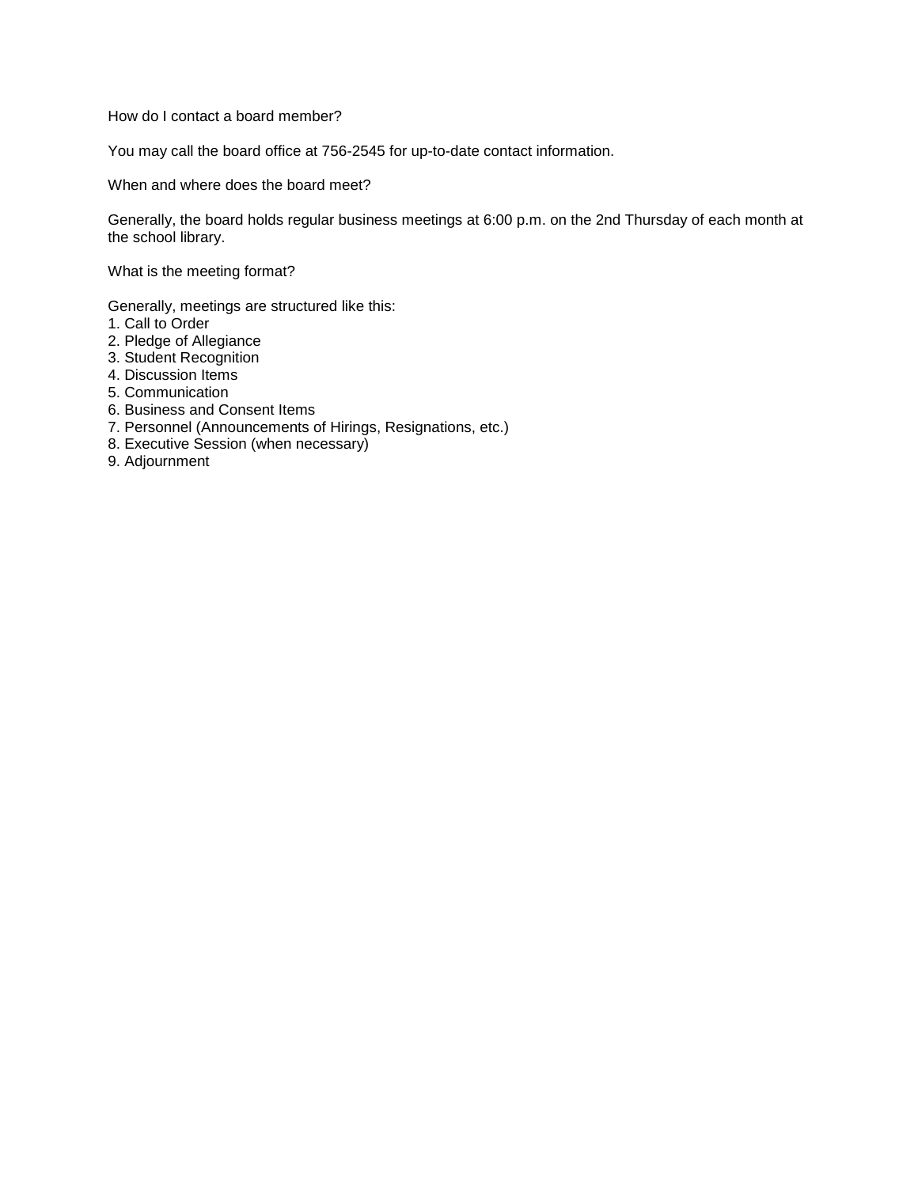How do I contact a board member?

You may call the board office at 756-2545 for up-to-date contact information.

When and where does the board meet?

Generally, the board holds regular business meetings at 6:00 p.m. on the 2nd Thursday of each month at the school library.

What is the meeting format?

Generally, meetings are structured like this:

1. Call to Order
2. Pledge of Allegiance
3. Student Recognition
4. Discussion Items
5. Communication
6. Business and Consent Items
7. Personnel (Announcements of Hirings, Resignations, etc.)
8. Executive Session (when necessary)
9. Adjournment